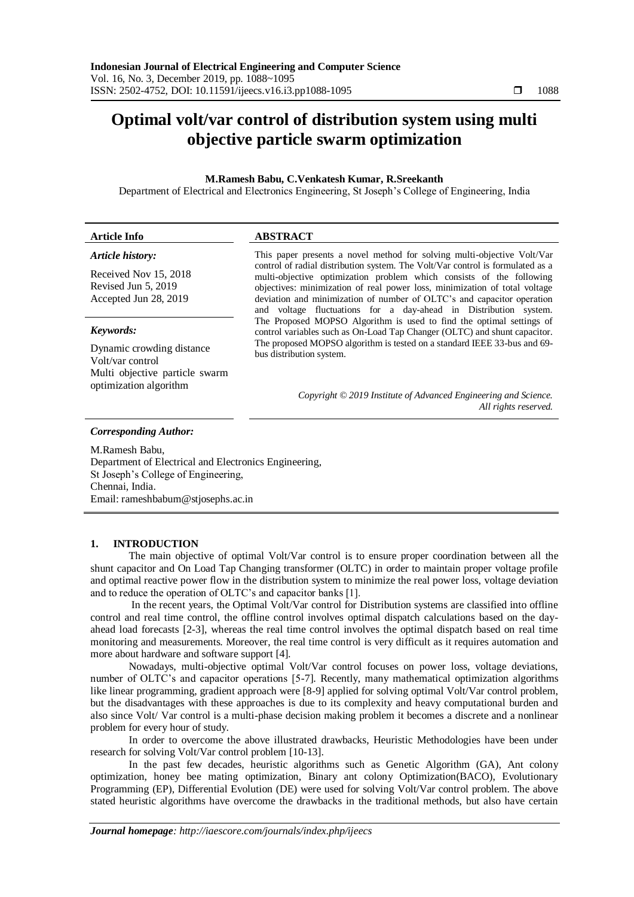# Optimal volt/var control of distribution system using multi objective particle swarm optimization

**M.Ramesh Babu, C.Venkatesh Kumar, R.Sreekanth**

Department of Electrical and Electronics Engineering, St Joseph's College of Engineering, India

**Article Info**

***Article history:***

Received Nov 15, 2018
Revised Jun 5, 2019
Accepted Jun 28, 2019

***Keywords:***

Dynamic crowding distance
Volt/var control
Multi objective particle swarm optimization algorithm

**ABSTRACT**

This paper presents a novel method for solving multi-objective Volt/Var control of radial distribution system. The Volt/Var control is formulated as a multi-objective optimization problem which consists of the following objectives: minimization of real power loss, minimization of total voltage deviation and minimization of number of OLTC's and capacitor operation and voltage fluctuations for a day-ahead in Distribution system. The Proposed MOPSO Algorithm is used to find the optimal settings of control variables such as On-Load Tap Changer (OLTC) and shunt capacitor. The proposed MOPSO algorithm is tested on a standard IEEE 33-bus and 69-bus distribution system.

*Copyright © 2019 Institute of Advanced Engineering and Science. All rights reserved.*

***Corresponding Author:***

M.Ramesh Babu,
Department of Electrical and Electronics Engineering,
St Joseph's College of Engineering,
Chennai, India.
Email: rameshbabum@stjosephs.ac.in

## 1. INTRODUCTION

The main objective of optimal Volt/Var control is to ensure proper coordination between all the shunt capacitor and On Load Tap Changing transformer (OLTC) in order to maintain proper voltage profile and optimal reactive power flow in the distribution system to minimize the real power loss, voltage deviation and to reduce the operation of OLTC's and capacitor banks [1].

In the recent years, the Optimal Volt/Var control for Distribution systems are classified into offline control and real time control, the offline control involves optimal dispatch calculations based on the day-ahead load forecasts [2-3], whereas the real time control involves the optimal dispatch based on real time monitoring and measurements. Moreover, the real time control is very difficult as it requires automation and more about hardware and software support [4].

Nowadays, multi-objective optimal Volt/Var control focuses on power loss, voltage deviations, number of OLTC's and capacitor operations [5-7]. Recently, many mathematical optimization algorithms like linear programming, gradient approach were [8-9] applied for solving optimal Volt/Var control problem, but the disadvantages with these approaches is due to its complexity and heavy computational burden and also since Volt/ Var control is a multi-phase decision making problem it becomes a discrete and a nonlinear problem for every hour of study.

In order to overcome the above illustrated drawbacks, Heuristic Methodologies have been under research for solving Volt/Var control problem [10-13].

In the past few decades, heuristic algorithms such as Genetic Algorithm (GA), Ant colony optimization, honey bee mating optimization, Binary ant colony Optimization(BACO), Evolutionary Programming (EP), Differential Evolution (DE) were used for solving Volt/Var control problem. The above stated heuristic algorithms have overcome the drawbacks in the traditional methods, but also have certain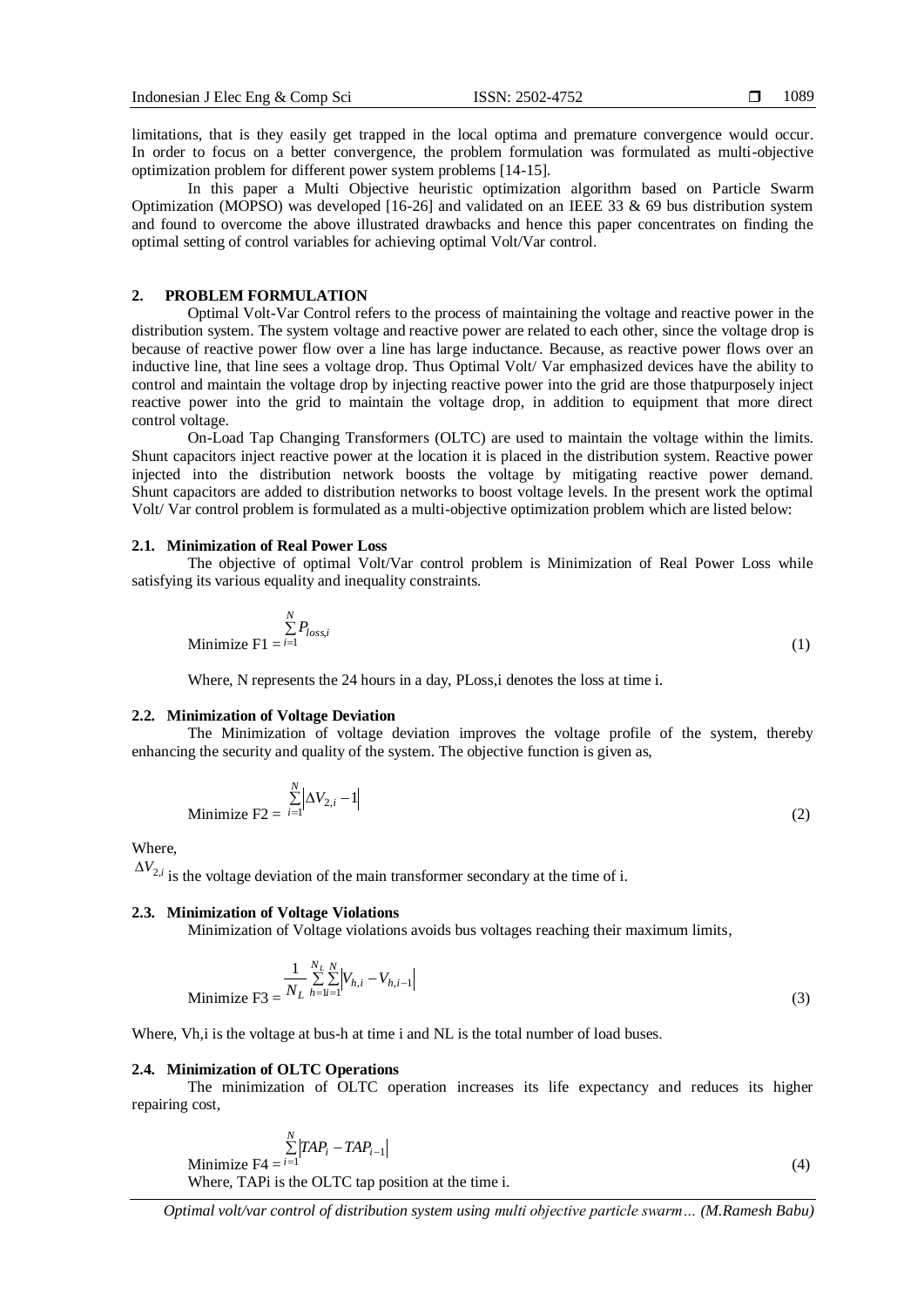limitations, that is they easily get trapped in the local optima and premature convergence would occur. In order to focus on a better convergence, the problem formulation was formulated as multi-objective optimization problem for different power system problems [14-15].

In this paper a Multi Objective heuristic optimization algorithm based on Particle Swarm Optimization (MOPSO) was developed [16-26] and validated on an IEEE 33 & 69 bus distribution system and found to overcome the above illustrated drawbacks and hence this paper concentrates on finding the optimal setting of control variables for achieving optimal Volt/Var control.

## 2. PROBLEM FORMULATION

Optimal Volt-Var Control refers to the process of maintaining the voltage and reactive power in the distribution system. The system voltage and reactive power are related to each other, since the voltage drop is because of reactive power flow over a line has large inductance. Because, as reactive power flows over an inductive line, that line sees a voltage drop. Thus Optimal Volt/ Var emphasized devices have the ability to control and maintain the voltage drop by injecting reactive power into the grid are those thatpurposely inject reactive power into the grid to maintain the voltage drop, in addition to equipment that more direct control voltage.

On-Load Tap Changing Transformers (OLTC) are used to maintain the voltage within the limits. Shunt capacitors inject reactive power at the location it is placed in the distribution system. Reactive power injected into the distribution network boosts the voltage by mitigating reactive power demand. Shunt capacitors are added to distribution networks to boost voltage levels. In the present work the optimal Volt/ Var control problem is formulated as a multi-objective optimization problem which are listed below:

### 2.1. Minimization of Real Power Loss

The objective of optimal Volt/Var control problem is Minimization of Real Power Loss while satisfying its various equality and inequality constraints.

$$\text{Minimize F1} = \sum_{i=1}^{N} P_{loss,i} \tag{1}$$

Where, N represents the 24 hours in a day, PLoss,i denotes the loss at time i.

### 2.2. Minimization of Voltage Deviation

The Minimization of voltage deviation improves the voltage profile of the system, thereby enhancing the security and quality of the system. The objective function is given as,

$$\text{Minimize F2} = \sum_{i=1}^{N} \left| \Delta V_{2,i} - 1 \right| \tag{2}$$

Where,

$\Delta V_{2,i}$ is the voltage deviation of the main transformer secondary at the time of i.

### 2.3. Minimization of Voltage Violations

Minimization of Voltage violations avoids bus voltages reaching their maximum limits,

$$\text{Minimize F3} = \frac{1}{N_L} \sum_{h=1}^{N_L} \sum_{i=1}^{N} \left| V_{h,i} - V_{h,i-1} \right| \tag{3}$$

Where, Vh,i is the voltage at bus-h at time i and NL is the total number of load buses.

### 2.4. Minimization of OLTC Operations

The minimization of OLTC operation increases its life expectancy and reduces its higher repairing cost,

$$\text{Minimize F4} = \sum_{i=1}^{N} \left| TAP_i - TAP_{i-1} \right| \tag{4}$$

Where, TAPi is the OLTC tap position at the time i.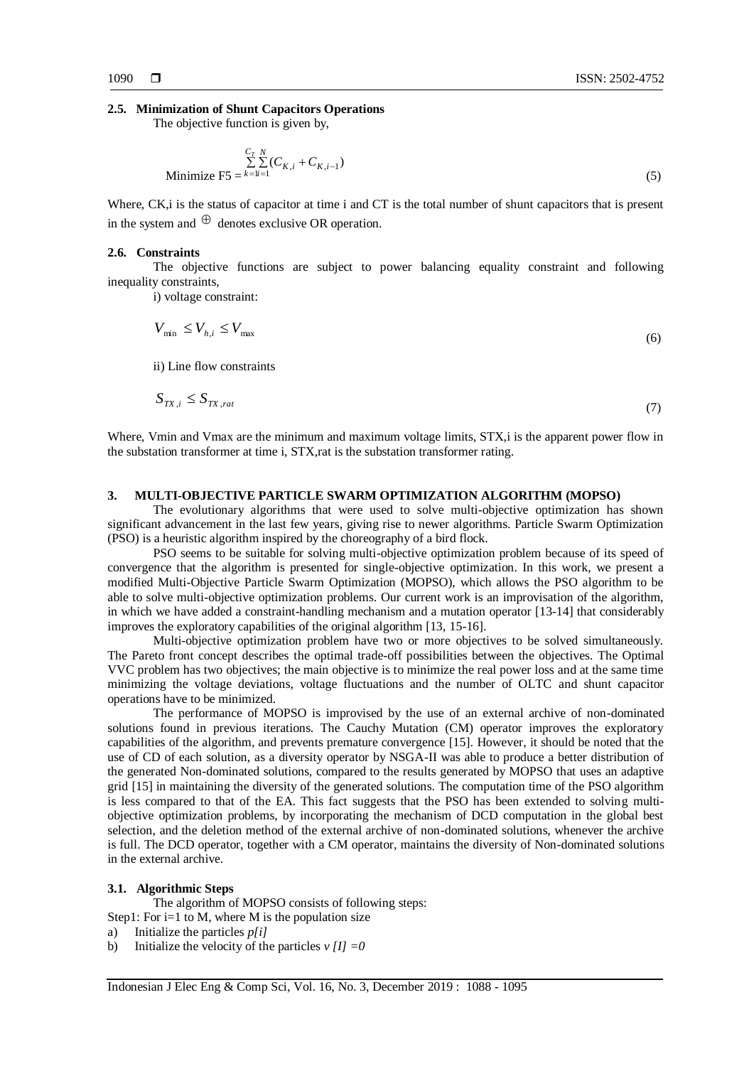## 2.5. Minimization of Shunt Capacitors Operations

The objective function is given by,

$$\text{Minimize F5} = \sum_{k=1}^{C_T}\sum_{i=1}^{N}(C_{K,i} + C_{K,i-1}) \tag{5}$$

Where, $C_{K,i}$ is the status of capacitor at time i and CT is the total number of shunt capacitors that is present in the system and $\oplus$ denotes exclusive OR operation.

## 2.6. Constraints

The objective functions are subject to power balancing equality constraint and following inequality constraints,

i) voltage constraint:

$$V_{\min} \leq V_{h,i} \leq V_{\max} \tag{6}$$

ii) Line flow constraints

$$S_{TX,i} \leq S_{TX,rat} \tag{7}$$

Where, Vmin and Vmax are the minimum and maximum voltage limits, $S_{TX,i}$ is the apparent power flow in the substation transformer at time i, $S_{TX,rat}$ is the substation transformer rating.

# 3. MULTI-OBJECTIVE PARTICLE SWARM OPTIMIZATION ALGORITHM (MOPSO)

The evolutionary algorithms that were used to solve multi-objective optimization has shown significant advancement in the last few years, giving rise to newer algorithms. Particle Swarm Optimization (PSO) is a heuristic algorithm inspired by the choreography of a bird flock.

PSO seems to be suitable for solving multi-objective optimization problem because of its speed of convergence that the algorithm is presented for single-objective optimization. In this work, we present a modified Multi-Objective Particle Swarm Optimization (MOPSO), which allows the PSO algorithm to be able to solve multi-objective optimization problems. Our current work is an improvisation of the algorithm, in which we have added a constraint-handling mechanism and a mutation operator [13-14] that considerably improves the exploratory capabilities of the original algorithm [13, 15-16].

Multi-objective optimization problem have two or more objectives to be solved simultaneously. The Pareto front concept describes the optimal trade-off possibilities between the objectives. The Optimal VVC problem has two objectives; the main objective is to minimize the real power loss and at the same time minimizing the voltage deviations, voltage fluctuations and the number of OLTC and shunt capacitor operations have to be minimized.

The performance of MOPSO is improvised by the use of an external archive of non-dominated solutions found in previous iterations. The Cauchy Mutation (CM) operator improves the exploratory capabilities of the algorithm, and prevents premature convergence [15]. However, it should be noted that the use of CD of each solution, as a diversity operator by NSGA-II was able to produce a better distribution of the generated Non-dominated solutions, compared to the results generated by MOPSO that uses an adaptive grid [15] in maintaining the diversity of the generated solutions. The computation time of the PSO algorithm is less compared to that of the EA. This fact suggests that the PSO has been extended to solving multi-objective optimization problems, by incorporating the mechanism of DCD computation in the global best selection, and the deletion method of the external archive of non-dominated solutions, whenever the archive is full. The DCD operator, together with a CM operator, maintains the diversity of Non-dominated solutions in the external archive.

## 3.1. Algorithmic Steps

The algorithm of MOPSO consists of following steps:

Step1: For i=1 to M, where M is the population size

a) Initialize the particles *p[i]*
b) Initialize the velocity of the particles *v [I] =0*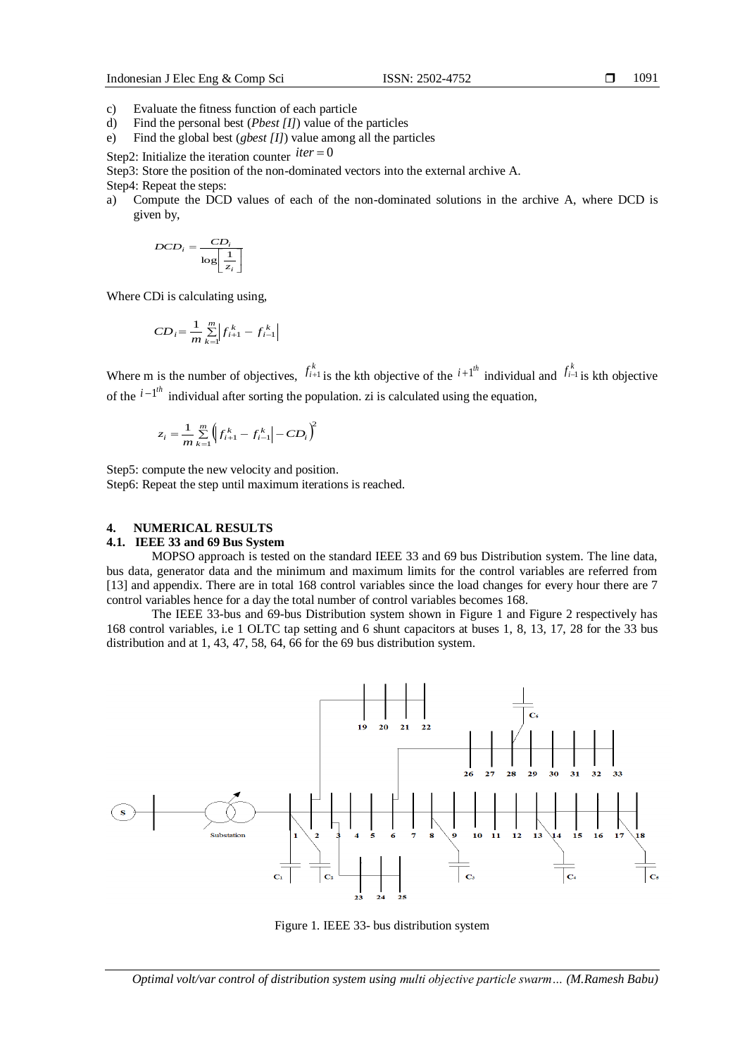c) Evaluate the fitness function of each particle
d) Find the personal best (*Pbest [I]*) value of the particles
e) Find the global best (*gbest [I]*) value among all the particles

Step2: Initialize the iteration counter $iter = 0$

Step3: Store the position of the non-dominated vectors into the external archive A.

Step4: Repeat the steps:

a) Compute the DCD values of each of the non-dominated solutions in the archive A, where DCD is given by,

$$DCD_i = \frac{CD_i}{\log\left[\frac{1}{z_i}\right]}$$

Where CDi is calculating using,

$$CD_i = \frac{1}{m}\sum_{k=1}^{m}\left|f_{i+1}^{k} - f_{i-1}^{k}\right|$$

Where m is the number of objectives, $f_{i+1}^{k}$ is the kth objective of the $i+1^{th}$ individual and $f_{i-1}^{k}$ is kth objective of the $i-1^{th}$ individual after sorting the population. zi is calculated using the equation,

$$z_i = \frac{1}{m}\sum_{k=1}^{m}\left(\left|f_{i+1}^{k} - f_{i-1}^{k}\right| - CD_i\right)^2$$

Step5: compute the new velocity and position.

Step6: Repeat the step until maximum iterations is reached.

## 4. NUMERICAL RESULTS

### 4.1. IEEE 33 and 69 Bus System

MOPSO approach is tested on the standard IEEE 33 and 69 bus Distribution system. The line data, bus data, generator data and the minimum and maximum limits for the control variables are referred from [13] and appendix. There are in total 168 control variables since the load changes for every hour there are 7 control variables hence for a day the total number of control variables becomes 168.

The IEEE 33-bus and 69-bus Distribution system shown in Figure 1 and Figure 2 respectively has 168 control variables, i.e 1 OLTC tap setting and 6 shunt capacitors at buses 1, 8, 13, 17, 28 for the 33 bus distribution and at 1, 43, 47, 58, 64, 66 for the 69 bus distribution system.

Figure 1. IEEE 33- bus distribution system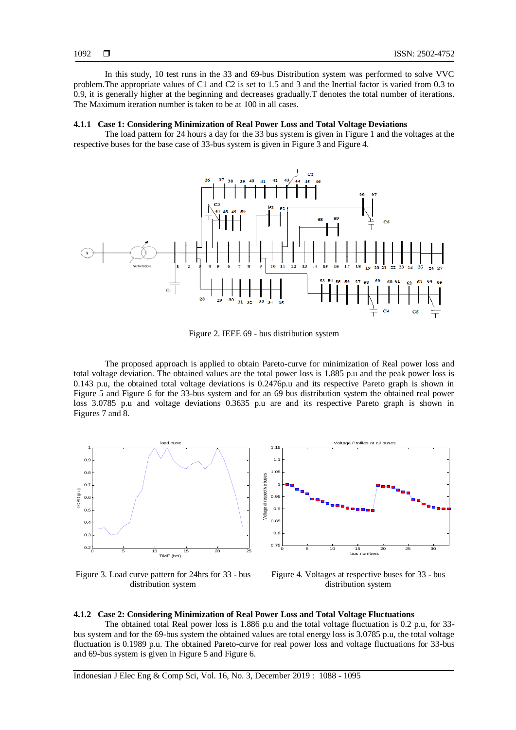In this study, 10 test runs in the 33 and 69-bus Distribution system was performed to solve VVC problem.The appropriate values of C1 and C2 is set to 1.5 and 3 and the Inertial factor is varied from 0.3 to 0.9, it is generally higher at the beginning and decreases gradually.T denotes the total number of iterations. The Maximum iteration number is taken to be at 100 in all cases.

### 4.1.1 Case 1: Considering Minimization of Real Power Loss and Total Voltage Deviations

The load pattern for 24 hours a day for the 33 bus system is given in Figure 1 and the voltages at the respective buses for the base case of 33-bus system is given in Figure 3 and Figure 4.

Figure 2. IEEE 69 - bus distribution system

The proposed approach is applied to obtain Pareto-curve for minimization of Real power loss and total voltage deviation. The obtained values are the total power loss is 1.885 p.u and the peak power loss is 0.143 p.u, the obtained total voltage deviations is 0.2476p.u and its respective Pareto graph is shown in Figure 5 and Figure 6 for the 33-bus system and for an 69 bus distribution system the obtained real power loss 3.0785 p.u and voltage deviations 0.3635 p.u are and its respective Pareto graph is shown in Figures 7 and 8.

Figure 3. Load curve pattern for 24hrs for 33 - bus distribution system

Figure 4. Voltages at respective buses for 33 - bus distribution system

### 4.1.2 Case 2: Considering Minimization of Real Power Loss and Total Voltage Fluctuations

The obtained total Real power loss is 1.886 p.u and the total voltage fluctuation is 0.2 p.u, for 33-bus system and for the 69-bus system the obtained values are total energy loss is 3.0785 p.u, the total voltage fluctuation is 0.1989 p.u. The obtained Pareto-curve for real power loss and voltage fluctuations for 33-bus and 69-bus system is given in Figure 5 and Figure 6.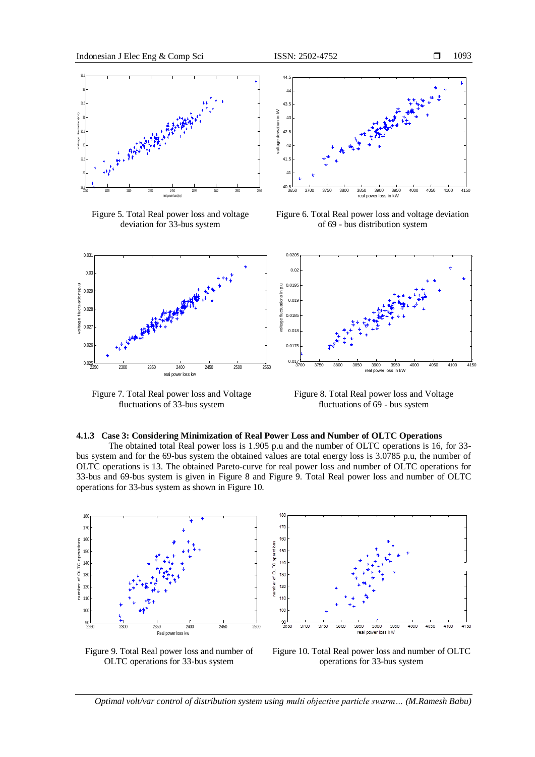Figure 5. Total Real power loss and voltage deviation for 33-bus system

Figure 6. Total Real power loss and voltage deviation of 69 - bus distribution system

Figure 7. Total Real power loss and Voltage fluctuations of 33-bus system

Figure 8. Total Real power loss and Voltage fluctuations of 69 - bus system

### 4.1.3 Case 3: Considering Minimization of Real Power Loss and Number of OLTC Operations

The obtained total Real power loss is 1.905 p.u and the number of OLTC operations is 16, for 33-bus system and for the 69-bus system the obtained values are total energy loss is 3.0785 p.u, the number of OLTC operations is 13. The obtained Pareto-curve for real power loss and number of OLTC operations for 33-bus and 69-bus system is given in Figure 8 and Figure 9. Total Real power loss and number of OLTC operations for 33-bus system as shown in Figure 10.

Figure 9. Total Real power loss and number of OLTC operations for 33-bus system

Figure 10. Total Real power loss and number of OLTC operations for 33-bus system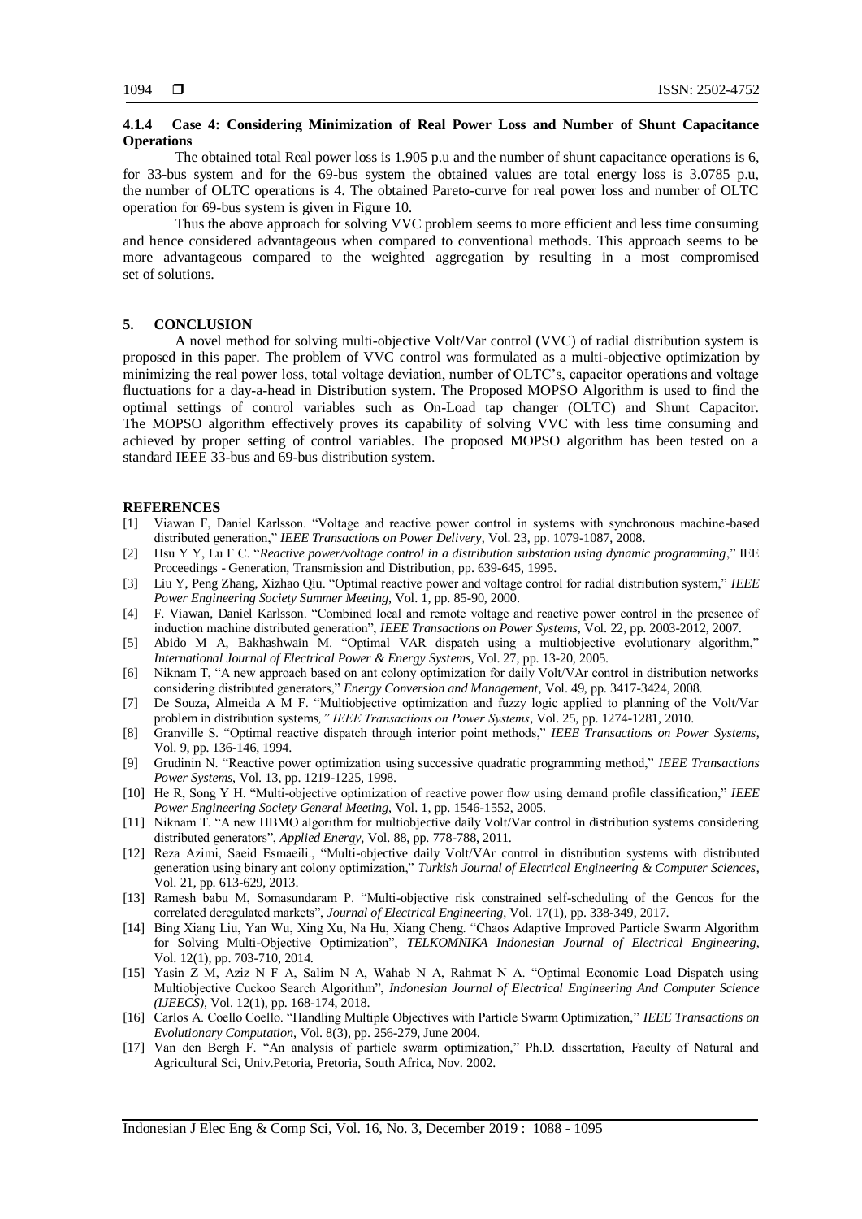### 4.1.4 Case 4: Considering Minimization of Real Power Loss and Number of Shunt Capacitance Operations

The obtained total Real power loss is 1.905 p.u and the number of shunt capacitance operations is 6, for 33-bus system and for the 69-bus system the obtained values are total energy loss is 3.0785 p.u, the number of OLTC operations is 4. The obtained Pareto-curve for real power loss and number of OLTC operation for 69-bus system is given in Figure 10.

Thus the above approach for solving VVC problem seems to more efficient and less time consuming and hence considered advantageous when compared to conventional methods. This approach seems to be more advantageous compared to the weighted aggregation by resulting in a most compromised set of solutions.

## 5. CONCLUSION

A novel method for solving multi-objective Volt/Var control (VVC) of radial distribution system is proposed in this paper. The problem of VVC control was formulated as a multi-objective optimization by minimizing the real power loss, total voltage deviation, number of OLTC's, capacitor operations and voltage fluctuations for a day-a-head in Distribution system. The Proposed MOPSO Algorithm is used to find the optimal settings of control variables such as On-Load tap changer (OLTC) and Shunt Capacitor. The MOPSO algorithm effectively proves its capability of solving VVC with less time consuming and achieved by proper setting of control variables. The proposed MOPSO algorithm has been tested on a standard IEEE 33-bus and 69-bus distribution system.

## REFERENCES

[1] Viawan F, Daniel Karlsson. "Voltage and reactive power control in systems with synchronous machine-based distributed generation," *IEEE Transactions on Power Delivery*, Vol. 23, pp. 1079-1087, 2008.

[2] Hsu Y Y, Lu F C. "*Reactive power/voltage control in a distribution substation using dynamic programming*," IEE Proceedings - Generation, Transmission and Distribution, pp. 639-645, 1995.

[3] Liu Y, Peng Zhang, Xizhao Qiu. "Optimal reactive power and voltage control for radial distribution system," *IEEE Power Engineering Society Summer Meeting*, Vol. 1, pp. 85-90, 2000.

[4] F. Viawan, Daniel Karlsson. "Combined local and remote voltage and reactive power control in the presence of induction machine distributed generation", *IEEE Transactions on Power Systems*, Vol. 22, pp. 2003-2012, 2007.

[5] Abido M A, Bakhashwain M. "Optimal VAR dispatch using a multiobjective evolutionary algorithm," *International Journal of Electrical Power & Energy Systems*, Vol. 27, pp. 13-20, 2005.

[6] Niknam T, "A new approach based on ant colony optimization for daily Volt/VAr control in distribution networks considering distributed generators," *Energy Conversion and Management*, Vol. 49, pp. 3417-3424, 2008.

[7] De Souza, Almeida A M F. "Multiobjective optimization and fuzzy logic applied to planning of the Volt/Var problem in distribution systems*," IEEE Transactions on Power Systems*, Vol. 25, pp. 1274-1281, 2010.

[8] Granville S. "Optimal reactive dispatch through interior point methods," *IEEE Transactions on Power Systems*, Vol. 9, pp. 136-146, 1994.

[9] Grudinin N. "Reactive power optimization using successive quadratic programming method," *IEEE Transactions Power Systems*, Vol. 13, pp. 1219-1225, 1998.

[10] He R, Song Y H. "Multi-objective optimization of reactive power flow using demand profile classification," *IEEE Power Engineering Society General Meeting*, Vol. 1, pp. 1546-1552, 2005.

[11] Niknam T. "A new HBMO algorithm for multiobjective daily Volt/Var control in distribution systems considering distributed generators", *Applied Energy*, Vol. 88, pp. 778-788, 2011.

[12] Reza Azimi, Saeid Esmaeili., "Multi-objective daily Volt/VAr control in distribution systems with distributed generation using binary ant colony optimization," *Turkish Journal of Electrical Engineering & Computer Sciences*, Vol. 21, pp. 613-629, 2013.

[13] Ramesh babu M, Somasundaram P. "Multi-objective risk constrained self-scheduling of the Gencos for the correlated deregulated markets", *Journal of Electrical Engineering*, Vol. 17(1), pp. 338-349, 2017.

[14] Bing Xiang Liu, Yan Wu, Xing Xu, Na Hu, Xiang Cheng. "Chaos Adaptive Improved Particle Swarm Algorithm for Solving Multi-Objective Optimization", *TELKOMNIKA Indonesian Journal of Electrical Engineering*, Vol. 12(1), pp. 703-710, 2014.

[15] Yasin Z M, Aziz N F A, Salim N A, Wahab N A, Rahmat N A. "Optimal Economic Load Dispatch using Multiobjective Cuckoo Search Algorithm", *Indonesian Journal of Electrical Engineering And Computer Science (IJEECS)*, Vol. 12(1), pp. 168-174, 2018.

[16] Carlos A. Coello Coello. "Handling Multiple Objectives with Particle Swarm Optimization," *IEEE Transactions on Evolutionary Computation*, Vol. 8(3), pp. 256-279, June 2004.

[17] Van den Bergh F. "An analysis of particle swarm optimization," Ph.D. dissertation, Faculty of Natural and Agricultural Sci, Univ.Petoria, Pretoria, South Africa, Nov. 2002.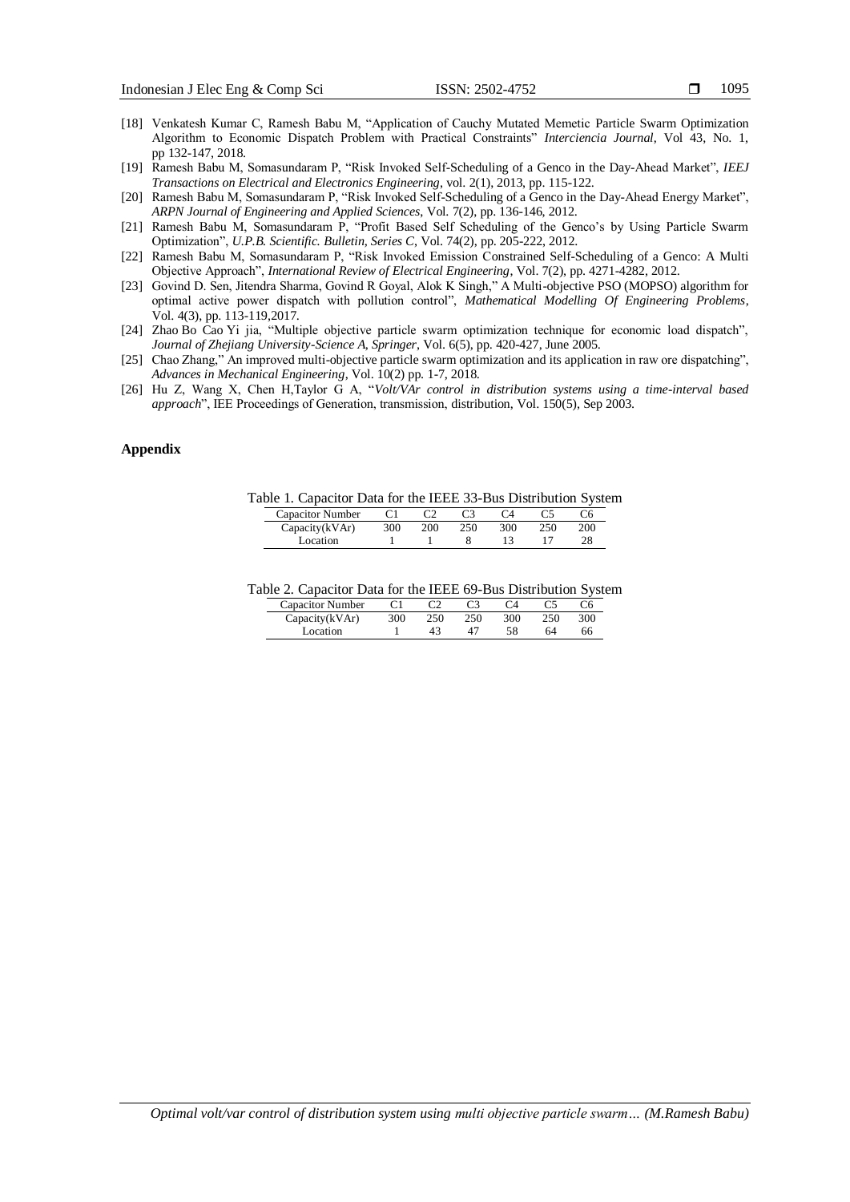[18] Venkatesh Kumar C, Ramesh Babu M, "Application of Cauchy Mutated Memetic Particle Swarm Optimization Algorithm to Economic Dispatch Problem with Practical Constraints" *Interciencia Journal*, Vol 43, No. 1, pp 132-147, 2018.

[19] Ramesh Babu M, Somasundaram P, "Risk Invoked Self-Scheduling of a Genco in the Day-Ahead Market", *IEEJ Transactions on Electrical and Electronics Engineering*, vol. 2(1), 2013, pp. 115-122.

[20] Ramesh Babu M, Somasundaram P, "Risk Invoked Self-Scheduling of a Genco in the Day-Ahead Energy Market", *ARPN Journal of Engineering and Applied Sciences*, Vol. 7(2), pp. 136-146, 2012.

[21] Ramesh Babu M, Somasundaram P, "Profit Based Self Scheduling of the Genco's by Using Particle Swarm Optimization", *U.P.B. Scientific. Bulletin, Series C*, Vol. 74(2), pp. 205-222, 2012.

[22] Ramesh Babu M, Somasundaram P, "Risk Invoked Emission Constrained Self-Scheduling of a Genco: A Multi Objective Approach", *International Review of Electrical Engineering*, Vol. 7(2), pp. 4271-4282, 2012.

[23] Govind D. Sen, Jitendra Sharma, Govind R Goyal, Alok K Singh," A Multi-objective PSO (MOPSO) algorithm for optimal active power dispatch with pollution control", *Mathematical Modelling Of Engineering Problems*, Vol. 4(3), pp. 113-119,2017.

[24] Zhao Bo Cao Yi jia, "Multiple objective particle swarm optimization technique for economic load dispatch", *Journal of Zhejiang University-Science A, Springer*, Vol. 6(5), pp. 420-427, June 2005.

[25] Chao Zhang," An improved multi-objective particle swarm optimization and its application in raw ore dispatching", *Advances in Mechanical Engineering*, Vol. 10(2) pp. 1-7, 2018.

[26] Hu Z, Wang X, Chen H,Taylor G A, "*Volt/VAr control in distribution systems using a time-interval based approach*", IEE Proceedings of Generation, transmission, distribution, Vol. 150(5), Sep 2003.

## Appendix

Table 1. Capacitor Data for the IEEE 33-Bus Distribution System

| Capacitor Number | C1 | C2 | C3 | C4 | C5 | C6 |
|---|---|---|---|---|---|---|
| Capacity(kVAr) | 300 | 200 | 250 | 300 | 250 | 200 |
| Location | 1 | 1 | 8 | 13 | 17 | 28 |

Table 2. Capacitor Data for the IEEE 69-Bus Distribution System

| Capacitor Number | C1 | C2 | C3 | C4 | C5 | C6 |
|---|---|---|---|---|---|---|
| Capacity(kVAr) | 300 | 250 | 250 | 300 | 250 | 300 |
| Location | 1 | 43 | 47 | 58 | 64 | 66 |